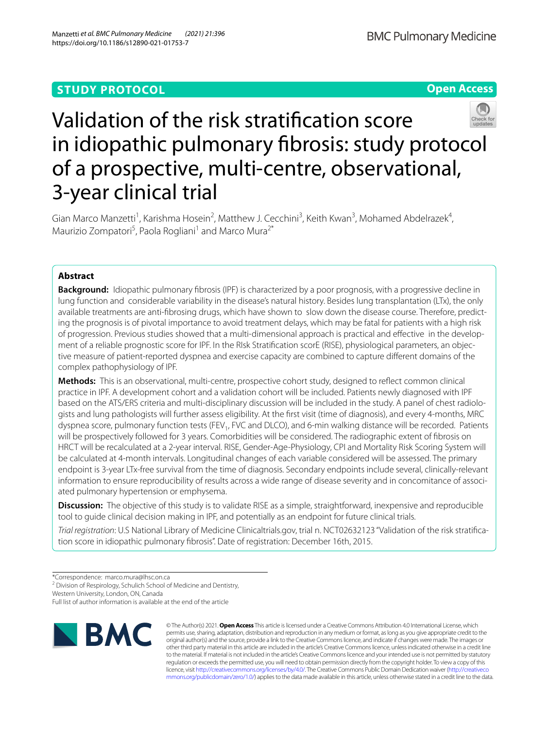STUDY PROTOCOL

Open Access

# Validation of the risk stratification score in idiopathic pulmonary fibrosis: study protocol of a prospective, multi-centre, observational, 3-year clinical trial

Gian Marco Manzetti[1], Karishma Hosein[2], Matthew J. Cecchini[3], Keith Kwan[3], Mohamed Abdelrazek[4], Maurizio Zompatori[5], Paola Rogliani[1] and Marco Mura[2*]

## Abstract

**Background:** Idiopathic pulmonary fibrosis (IPF) is characterized by a poor prognosis, with a progressive decline in lung function and considerable variability in the disease's natural history. Besides lung transplantation (LTx), the only available treatments are anti-fibrosing drugs, which have shown to slow down the disease course. Therefore, predicting the prognosis is of pivotal importance to avoid treatment delays, which may be fatal for patients with a high risk of progression. Previous studies showed that a multi-dimensional approach is practical and effective in the development of a reliable prognostic score for IPF. In the RIsk Stratification scorE (RISE), physiological parameters, an objective measure of patient-reported dyspnea and exercise capacity are combined to capture different domains of the complex pathophysiology of IPF.

**Methods:** This is an observational, multi-centre, prospective cohort study, designed to reflect common clinical practice in IPF. A development cohort and a validation cohort will be included. Patients newly diagnosed with IPF based on the ATS/ERS criteria and multi-disciplinary discussion will be included in the study. A panel of chest radiologists and lung pathologists will further assess eligibility. At the first visit (time of diagnosis), and every 4-months, MRC dyspnea score, pulmonary function tests ($FEV_1$, FVC and DLCO), and 6-min walking distance will be recorded. Patients will be prospectively followed for 3 years. Comorbidities will be considered. The radiographic extent of fibrosis on HRCT will be recalculated at a 2-year interval. RISE, Gender-Age-Physiology, CPI and Mortality Risk Scoring System will be calculated at 4-month intervals. Longitudinal changes of each variable considered will be assessed. The primary endpoint is 3-year LTx-free survival from the time of diagnosis. Secondary endpoints include several, clinically-relevant information to ensure reproducibility of results across a wide range of disease severity and in concomitance of associated pulmonary hypertension or emphysema.

**Discussion:** The objective of this study is to validate RISE as a simple, straightforward, inexpensive and reproducible tool to guide clinical decision making in IPF, and potentially as an endpoint for future clinical trials.

*Trial registration*: U.S National Library of Medicine Clinicaltrials.gov, trial n. NCT02632123 "Validation of the risk stratification score in idiopathic pulmonary fibrosis". Date of registration: December 16th, 2015.

*Correspondence: marco.mura@lhsc.on.ca
[2] Division of Respirology, Schulich School of Medicine and Dentistry, Western University, London, ON, Canada
Full list of author information is available at the end of the article

© The Author(s) 2021. **Open Access** This article is licensed under a Creative Commons Attribution 4.0 International License, which permits use, sharing, adaptation, distribution and reproduction in any medium or format, as long as you give appropriate credit to the original author(s) and the source, provide a link to the Creative Commons licence, and indicate if changes were made. The images or other third party material in this article are included in the article's Creative Commons licence, unless indicated otherwise in a credit line to the material. If material is not included in the article's Creative Commons licence and your intended use is not permitted by statutory regulation or exceeds the permitted use, you will need to obtain permission directly from the copyright holder. To view a copy of this licence, visit http://creativecommons.org/licenses/by/4.0/. The Creative Commons Public Domain Dedication waiver (http://creativecommons.org/publicdomain/zero/1.0/) applies to the data made available in this article, unless otherwise stated in a credit line to the data.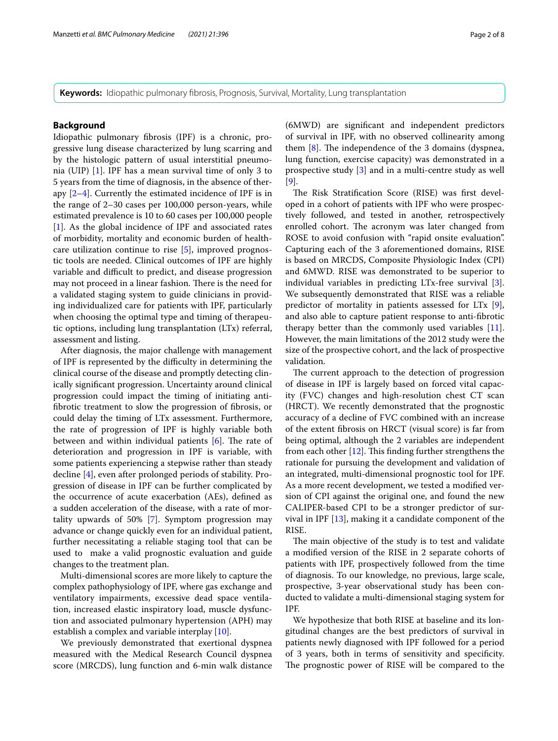**Keywords:** Idiopathic pulmonary fibrosis, Prognosis, Survival, Mortality, Lung transplantation

## Background

Idiopathic pulmonary fibrosis (IPF) is a chronic, progressive lung disease characterized by lung scarring and by the histologic pattern of usual interstitial pneumonia (UIP) [1]. IPF has a mean survival time of only 3 to 5 years from the time of diagnosis, in the absence of therapy [2–4]. Currently the estimated incidence of IPF is in the range of 2–30 cases per 100,000 person-years, while estimated prevalence is 10 to 60 cases per 100,000 people [1]. As the global incidence of IPF and associated rates of morbidity, mortality and economic burden of healthcare utilization continue to rise [5], improved prognostic tools are needed. Clinical outcomes of IPF are highly variable and difficult to predict, and disease progression may not proceed in a linear fashion. There is the need for a validated staging system to guide clinicians in providing individualized care for patients with IPF, particularly when choosing the optimal type and timing of therapeutic options, including lung transplantation (LTx) referral, assessment and listing.

After diagnosis, the major challenge with management of IPF is represented by the difficulty in determining the clinical course of the disease and promptly detecting clinically significant progression. Uncertainty around clinical progression could impact the timing of initiating antifibrotic treatment to slow the progression of fibrosis, or could delay the timing of LTx assessment. Furthermore, the rate of progression of IPF is highly variable both between and within individual patients [6]. The rate of deterioration and progression in IPF is variable, with some patients experiencing a stepwise rather than steady decline [4], even after prolonged periods of stability. Progression of disease in IPF can be further complicated by the occurrence of acute exacerbation (AEs), defined as a sudden acceleration of the disease, with a rate of mortality upwards of 50% [7]. Symptom progression may advance or change quickly even for an individual patient, further necessitating a reliable staging tool that can be used to make a valid prognostic evaluation and guide changes to the treatment plan.

Multi-dimensional scores are more likely to capture the complex pathophysiology of IPF, where gas exchange and ventilatory impairments, excessive dead space ventilation, increased elastic inspiratory load, muscle dysfunction and associated pulmonary hypertension (APH) may establish a complex and variable interplay [10].

We previously demonstrated that exertional dyspnea measured with the Medical Research Council dyspnea score (MRCDS), lung function and 6-min walk distance (6MWD) are significant and independent predictors of survival in IPF, with no observed collinearity among them [8]. The independence of the 3 domains (dyspnea, lung function, exercise capacity) was demonstrated in a prospective study [3] and in a multi-centre study as well [9].

The Risk Stratification Score (RISE) was first developed in a cohort of patients with IPF who were prospectively followed, and tested in another, retrospectively enrolled cohort. The acronym was later changed from ROSE to avoid confusion with "rapid onsite evaluation". Capturing each of the 3 aforementioned domains, RISE is based on MRCDS, Composite Physiologic Index (CPI) and 6MWD. RISE was demonstrated to be superior to individual variables in predicting LTx-free survival [3]. We subsequently demonstrated that RISE was a reliable predictor of mortality in patients assessed for LTx [9], and also able to capture patient response to anti-fibrotic therapy better than the commonly used variables [11]. However, the main limitations of the 2012 study were the size of the prospective cohort, and the lack of prospective validation.

The current approach to the detection of progression of disease in IPF is largely based on forced vital capacity (FVC) changes and high-resolution chest CT scan (HRCT). We recently demonstrated that the prognostic accuracy of a decline of FVC combined with an increase of the extent fibrosis on HRCT (visual score) is far from being optimal, although the 2 variables are independent from each other [12]. This finding further strengthens the rationale for pursuing the development and validation of an integrated, multi-dimensional prognostic tool for IPF. As a more recent development, we tested a modified version of CPI against the original one, and found the new CALIPER-based CPI to be a stronger predictor of survival in IPF [13], making it a candidate component of the RISE.

The main objective of the study is to test and validate a modified version of the RISE in 2 separate cohorts of patients with IPF, prospectively followed from the time of diagnosis. To our knowledge, no previous, large scale, prospective, 3-year observational study has been conducted to validate a multi-dimensional staging system for IPF.

We hypothesize that both RISE at baseline and its longitudinal changes are the best predictors of survival in patients newly diagnosed with IPF followed for a period of 3 years, both in terms of sensitivity and specificity. The prognostic power of RISE will be compared to the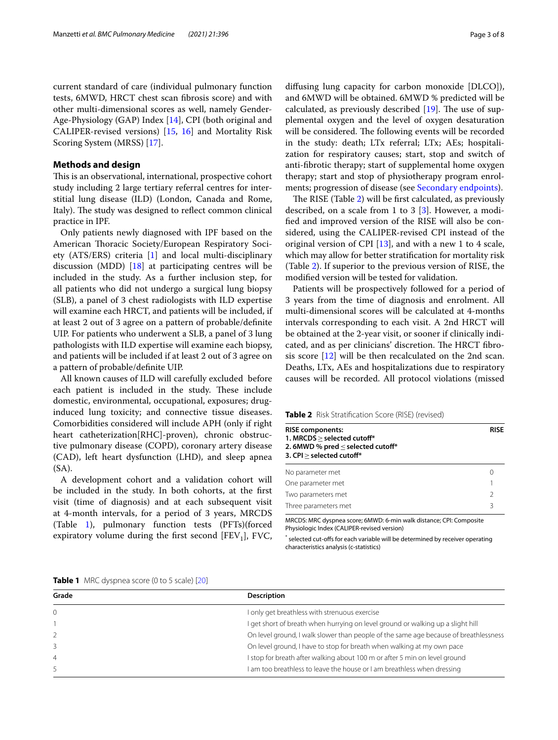current standard of care (individual pulmonary function tests, 6MWD, HRCT chest scan fibrosis score) and with other multi-dimensional scores as well, namely Gender-Age-Physiology (GAP) Index [14], CPI (both original and CALIPER-revised versions) [15, 16] and Mortality Risk Scoring System (MRSS) [17].

## Methods and design

This is an observational, international, prospective cohort study including 2 large tertiary referral centres for interstitial lung disease (ILD) (London, Canada and Rome, Italy). The study was designed to reflect common clinical practice in IPF.

Only patients newly diagnosed with IPF based on the American Thoracic Society/European Respiratory Society (ATS/ERS) criteria [1] and local multi-disciplinary discussion (MDD) [18] at participating centres will be included in the study. As a further inclusion step, for all patients who did not undergo a surgical lung biopsy (SLB), a panel of 3 chest radiologists with ILD expertise will examine each HRCT, and patients will be included, if at least 2 out of 3 agree on a pattern of probable/definite UIP. For patients who underwent a SLB, a panel of 3 lung pathologists with ILD expertise will examine each biopsy, and patients will be included if at least 2 out of 3 agree on a pattern of probable/definite UIP.

All known causes of ILD will carefully excluded before each patient is included in the study. These include domestic, environmental, occupational, exposures; drug-induced lung toxicity; and connective tissue diseases. Comorbidities considered will include APH (only if right heart catheterization[RHC]-proven), chronic obstructive pulmonary disease (COPD), coronary artery disease (CAD), left heart dysfunction (LHD), and sleep apnea (SA).

A development cohort and a validation cohort will be included in the study. In both cohorts, at the first visit (time of diagnosis) and at each subsequent visit at 4-month intervals, for a period of 3 years, MRCDS (Table 1), pulmonary function tests (PFTs)(forced expiratory volume during the first second [$FEV_1$], FVC, diffusing lung capacity for carbon monoxide [DLCO]), and 6MWD will be obtained. 6MWD % predicted will be calculated, as previously described [19]. The use of supplemental oxygen and the level of oxygen desaturation will be considered. The following events will be recorded in the study: death; LTx referral; LTx; AEs; hospitalization for respiratory causes; start, stop and switch of anti-fibrotic therapy; start of supplemental home oxygen therapy; start and stop of physiotherapy program enrolments; progression of disease (see Secondary endpoints).

The RISE (Table 2) will be first calculated, as previously described, on a scale from 1 to 3 [3]. However, a modified and improved version of the RISE will also be considered, using the CALIPER-revised CPI instead of the original version of CPI [13], and with a new 1 to 4 scale, which may allow for better stratification for mortality risk (Table 2). If superior to the previous version of RISE, the modified version will be tested for validation.

Patients will be prospectively followed for a period of 3 years from the time of diagnosis and enrolment. All multi-dimensional scores will be calculated at 4-months intervals corresponding to each visit. A 2nd HRCT will be obtained at the 2-year visit, or sooner if clinically indicated, and as per clinicians' discretion. The HRCT fibrosis score [12] will be then recalculated on the 2nd scan. Deaths, LTx, AEs and hospitalizations due to respiratory causes will be recorded. All protocol violations (missed

**Table 2** Risk Stratification Score (RISE) (revised)

| **RISE components:**<br>**1. MRCDS ≥ selected cutoff***<br>**2. 6MWD % pred ≤ selected cutoff***<br>**3. CPI ≥ selected cutoff*** | **RISE** |
|---|---|
| No parameter met | 0 |
| One parameter met | 1 |
| Two parameters met | 2 |
| Three parameters met | 3 |

MRCDS: MRC dyspnea score; 6MWD: 6-min walk distance; CPI: Composite Physiologic Index (CALIPER-revised version)

* selected cut-offs for each variable will be determined by receiver operating characteristics analysis (c-statistics)

**Table 1** MRC dyspnea score (0 to 5 scale) [20]

| Grade | Description |
|---|---|
| 0 | I only get breathless with strenuous exercise |
| 1 | I get short of breath when hurrying on level ground or walking up a slight hill |
| 2 | On level ground, I walk slower than people of the same age because of breathlessness |
| 3 | On level ground, I have to stop for breath when walking at my own pace |
| 4 | I stop for breath after walking about 100 m or after 5 min on level ground |
| 5 | I am too breathless to leave the house or I am breathless when dressing |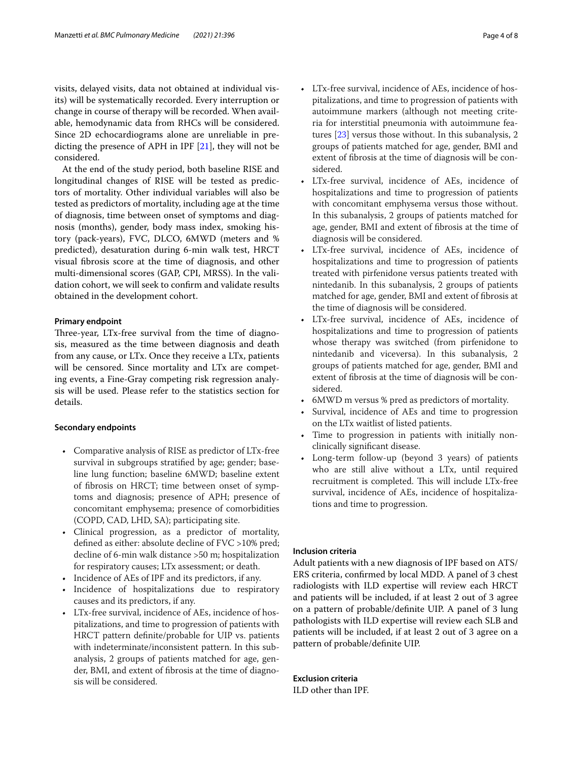visits, delayed visits, data not obtained at individual visits) will be systematically recorded. Every interruption or change in course of therapy will be recorded. When available, hemodynamic data from RHCs will be considered. Since 2D echocardiograms alone are unreliable in predicting the presence of APH in IPF [21], they will not be considered.

At the end of the study period, both baseline RISE and longitudinal changes of RISE will be tested as predictors of mortality. Other individual variables will also be tested as predictors of mortality, including age at the time of diagnosis, time between onset of symptoms and diagnosis (months), gender, body mass index, smoking history (pack-years), FVC, DLCO, 6MWD (meters and % predicted), desaturation during 6-min walk test, HRCT visual fibrosis score at the time of diagnosis, and other multi-dimensional scores (GAP, CPI, MRSS). In the validation cohort, we will seek to confirm and validate results obtained in the development cohort.

#### Primary endpoint

Three-year, LTx-free survival from the time of diagnosis, measured as the time between diagnosis and death from any cause, or LTx. Once they receive a LTx, patients will be censored. Since mortality and LTx are competing events, a Fine-Gray competing risk regression analysis will be used. Please refer to the statistics section for details.

#### Secondary endpoints

- Comparative analysis of RISE as predictor of LTx-free survival in subgroups stratified by age; gender; baseline lung function; baseline 6MWD; baseline extent of fibrosis on HRCT; time between onset of symptoms and diagnosis; presence of APH; presence of concomitant emphysema; presence of comorbidities (COPD, CAD, LHD, SA); participating site.
- Clinical progression, as a predictor of mortality, defined as either: absolute decline of FVC >10% pred; decline of 6-min walk distance >50 m; hospitalization for respiratory causes; LTx assessment; or death.
- Incidence of AEs of IPF and its predictors, if any.
- Incidence of hospitalizations due to respiratory causes and its predictors, if any.
- LTx-free survival, incidence of AEs, incidence of hospitalizations, and time to progression of patients with HRCT pattern definite/probable for UIP vs. patients with indeterminate/inconsistent pattern. In this subanalysis, 2 groups of patients matched for age, gender, BMI, and extent of fibrosis at the time of diagnosis will be considered.
- LTx-free survival, incidence of AEs, incidence of hospitalizations, and time to progression of patients with autoimmune markers (although not meeting criteria for interstitial pneumonia with autoimmune features [23] versus those without. In this subanalysis, 2 groups of patients matched for age, gender, BMI and extent of fibrosis at the time of diagnosis will be considered.
- LTx-free survival, incidence of AEs, incidence of hospitalizations and time to progression of patients with concomitant emphysema versus those without. In this subanalysis, 2 groups of patients matched for age, gender, BMI and extent of fibrosis at the time of diagnosis will be considered.
- LTx-free survival, incidence of AEs, incidence of hospitalizations and time to progression of patients treated with pirfenidone versus patients treated with nintedanib. In this subanalysis, 2 groups of patients matched for age, gender, BMI and extent of fibrosis at the time of diagnosis will be considered.
- LTx-free survival, incidence of AEs, incidence of hospitalizations and time to progression of patients whose therapy was switched (from pirfenidone to nintedanib and viceversa). In this subanalysis, 2 groups of patients matched for age, gender, BMI and extent of fibrosis at the time of diagnosis will be considered.
- 6MWD m versus % pred as predictors of mortality.
- Survival, incidence of AEs and time to progression on the LTx waitlist of listed patients.
- Time to progression in patients with initially non-clinically significant disease.
- Long-term follow-up (beyond 3 years) of patients who are still alive without a LTx, until required recruitment is completed. This will include LTx-free survival, incidence of AEs, incidence of hospitalizations and time to progression.

#### Inclusion criteria

Adult patients with a new diagnosis of IPF based on ATS/ERS criteria, confirmed by local MDD. A panel of 3 chest radiologists with ILD expertise will review each HRCT and patients will be included, if at least 2 out of 3 agree on a pattern of probable/definite UIP. A panel of 3 lung pathologists with ILD expertise will review each SLB and patients will be included, if at least 2 out of 3 agree on a pattern of probable/definite UIP.

#### Exclusion criteria

ILD other than IPF.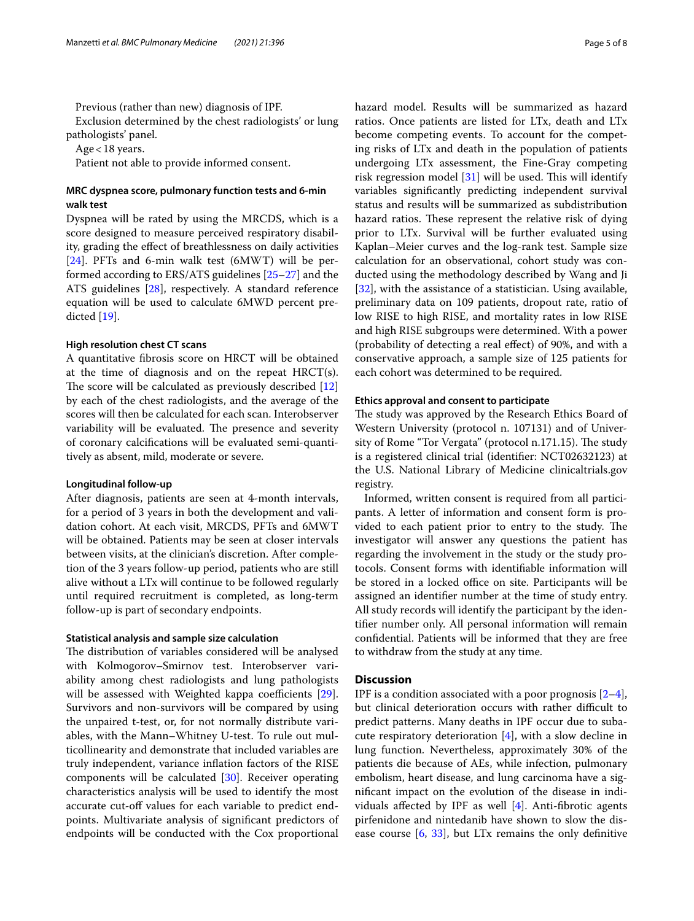Previous (rather than new) diagnosis of IPF.

Exclusion determined by the chest radiologists' or lung pathologists' panel.

Age < 18 years.

Patient not able to provide informed consent.

### MRC dyspnea score, pulmonary function tests and 6-min walk test

Dyspnea will be rated by using the MRCDS, which is a score designed to measure perceived respiratory disability, grading the effect of breathlessness on daily activities [24]. PFTs and 6-min walk test (6MWT) will be performed according to ERS/ATS guidelines [25–27] and the ATS guidelines [28], respectively. A standard reference equation will be used to calculate 6MWD percent predicted [19].

#### High resolution chest CT scans

A quantitative fibrosis score on HRCT will be obtained at the time of diagnosis and on the repeat HRCT(s). The score will be calculated as previously described [12] by each of the chest radiologists, and the average of the scores will then be calculated for each scan. Interobserver variability will be evaluated. The presence and severity of coronary calcifications will be evaluated semi-quantitatively as absent, mild, moderate or severe.

#### Longitudinal follow-up

After diagnosis, patients are seen at 4-month intervals, for a period of 3 years in both the development and validation cohort. At each visit, MRCDS, PFTs and 6MWT will be obtained. Patients may be seen at closer intervals between visits, at the clinician's discretion. After completion of the 3 years follow-up period, patients who are still alive without a LTx will continue to be followed regularly until required recruitment is completed, as long-term follow-up is part of secondary endpoints.

#### Statistical analysis and sample size calculation

The distribution of variables considered will be analysed with Kolmogorov–Smirnov test. Interobserver variability among chest radiologists and lung pathologists will be assessed with Weighted kappa coefficients [29]. Survivors and non-survivors will be compared by using the unpaired t-test, or, for not normally distribute variables, with the Mann–Whitney U-test. To rule out multicollinearity and demonstrate that included variables are truly independent, variance inflation factors of the RISE components will be calculated [30]. Receiver operating characteristics analysis will be used to identify the most accurate cut-off values for each variable to predict endpoints. Multivariate analysis of significant predictors of endpoints will be conducted with the Cox proportional hazard model. Results will be summarized as hazard ratios. Once patients are listed for LTx, death and LTx become competing events. To account for the competing risks of LTx and death in the population of patients undergoing LTx assessment, the Fine-Gray competing risk regression model [31] will be used. This will identify variables significantly predicting independent survival status and results will be summarized as subdistribution hazard ratios. These represent the relative risk of dying prior to LTx. Survival will be further evaluated using Kaplan–Meier curves and the log-rank test. Sample size calculation for an observational, cohort study was conducted using the methodology described by Wang and Ji [32], with the assistance of a statistician. Using available, preliminary data on 109 patients, dropout rate, ratio of low RISE to high RISE, and mortality rates in low RISE and high RISE subgroups were determined. With a power (probability of detecting a real effect) of 90%, and with a conservative approach, a sample size of 125 patients for each cohort was determined to be required.

#### Ethics approval and consent to participate

The study was approved by the Research Ethics Board of Western University (protocol n. 107131) and of University of Rome "Tor Vergata" (protocol n.171.15). The study is a registered clinical trial (identifier: NCT02632123) at the U.S. National Library of Medicine clinicaltrials.gov registry.

Informed, written consent is required from all participants. A letter of information and consent form is provided to each patient prior to entry to the study. The investigator will answer any questions the patient has regarding the involvement in the study or the study protocols. Consent forms with identifiable information will be stored in a locked office on site. Participants will be assigned an identifier number at the time of study entry. All study records will identify the participant by the identifier number only. All personal information will remain confidential. Patients will be informed that they are free to withdraw from the study at any time.

## Discussion

IPF is a condition associated with a poor prognosis [2–4], but clinical deterioration occurs with rather difficult to predict patterns. Many deaths in IPF occur due to subacute respiratory deterioration [4], with a slow decline in lung function. Nevertheless, approximately 30% of the patients die because of AEs, while infection, pulmonary embolism, heart disease, and lung carcinoma have a significant impact on the evolution of the disease in individuals affected by IPF as well [4]. Anti-fibrotic agents pirfenidone and nintedanib have shown to slow the disease course [6, 33], but LTx remains the only definitive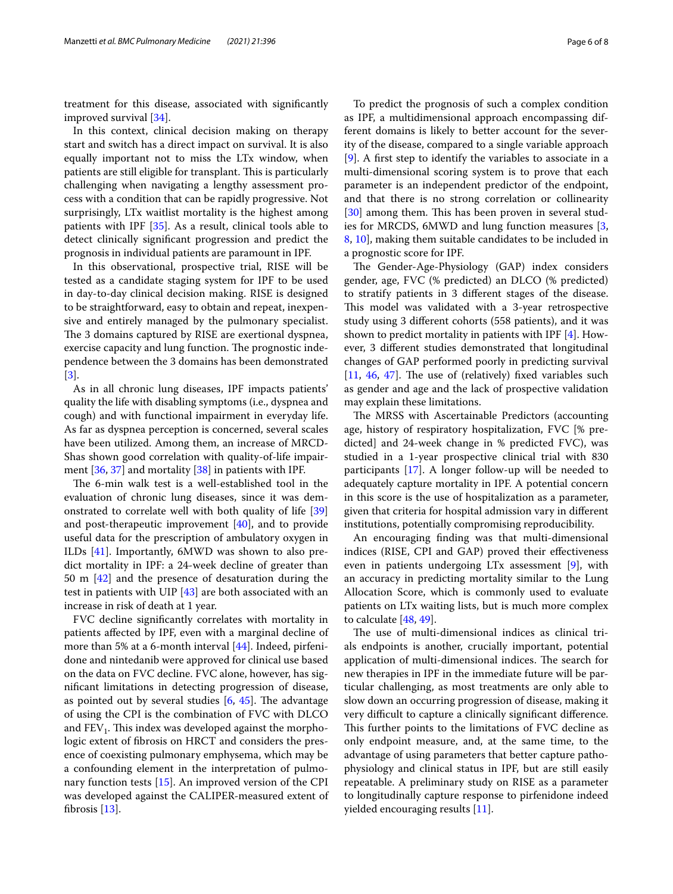treatment for this disease, associated with significantly improved survival [34].

In this context, clinical decision making on therapy start and switch has a direct impact on survival. It is also equally important not to miss the LTx window, when patients are still eligible for transplant. This is particularly challenging when navigating a lengthy assessment process with a condition that can be rapidly progressive. Not surprisingly, LTx waitlist mortality is the highest among patients with IPF [35]. As a result, clinical tools able to detect clinically significant progression and predict the prognosis in individual patients are paramount in IPF.

In this observational, prospective trial, RISE will be tested as a candidate staging system for IPF to be used in day-to-day clinical decision making. RISE is designed to be straightforward, easy to obtain and repeat, inexpensive and entirely managed by the pulmonary specialist. The 3 domains captured by RISE are exertional dyspnea, exercise capacity and lung function. The prognostic independence between the 3 domains has been demonstrated [3].

As in all chronic lung diseases, IPF impacts patients' quality the life with disabling symptoms (i.e., dyspnea and cough) and with functional impairment in everyday life. As far as dyspnea perception is concerned, several scales have been utilized. Among them, an increase of MRCD-Shas shown good correlation with quality-of-life impairment [36, 37] and mortality [38] in patients with IPF.

The 6-min walk test is a well-established tool in the evaluation of chronic lung diseases, since it was demonstrated to correlate well with both quality of life [39] and post-therapeutic improvement [40], and to provide useful data for the prescription of ambulatory oxygen in ILDs [41]. Importantly, 6MWD was shown to also predict mortality in IPF: a 24-week decline of greater than 50 m [42] and the presence of desaturation during the test in patients with UIP [43] are both associated with an increase in risk of death at 1 year.

FVC decline significantly correlates with mortality in patients affected by IPF, even with a marginal decline of more than 5% at a 6-month interval [44]. Indeed, pirfenidone and nintedanib were approved for clinical use based on the data on FVC decline. FVC alone, however, has significant limitations in detecting progression of disease, as pointed out by several studies [6, 45]. The advantage of using the CPI is the combination of FVC with DLCO and $FEV_1$. This index was developed against the morphologic extent of fibrosis on HRCT and considers the presence of coexisting pulmonary emphysema, which may be a confounding element in the interpretation of pulmonary function tests [15]. An improved version of the CPI was developed against the CALIPER-measured extent of fibrosis [13].

To predict the prognosis of such a complex condition as IPF, a multidimensional approach encompassing different domains is likely to better account for the severity of the disease, compared to a single variable approach [9]. A first step to identify the variables to associate in a multi-dimensional scoring system is to prove that each parameter is an independent predictor of the endpoint, and that there is no strong correlation or collinearity [30] among them. This has been proven in several studies for MRCDS, 6MWD and lung function measures [3, 8, 10], making them suitable candidates to be included in a prognostic score for IPF.

The Gender-Age-Physiology (GAP) index considers gender, age, FVC (% predicted) an DLCO (% predicted) to stratify patients in 3 different stages of the disease. This model was validated with a 3-year retrospective study using 3 different cohorts (558 patients), and it was shown to predict mortality in patients with IPF [4]. However, 3 different studies demonstrated that longitudinal changes of GAP performed poorly in predicting survival [11, 46, 47]. The use of (relatively) fixed variables such as gender and age and the lack of prospective validation may explain these limitations.

The MRSS with Ascertainable Predictors (accounting age, history of respiratory hospitalization, FVC [% predicted] and 24-week change in % predicted FVC), was studied in a 1-year prospective clinical trial with 830 participants [17]. A longer follow-up will be needed to adequately capture mortality in IPF. A potential concern in this score is the use of hospitalization as a parameter, given that criteria for hospital admission vary in different institutions, potentially compromising reproducibility.

An encouraging finding was that multi-dimensional indices (RISE, CPI and GAP) proved their effectiveness even in patients undergoing LTx assessment [9], with an accuracy in predicting mortality similar to the Lung Allocation Score, which is commonly used to evaluate patients on LTx waiting lists, but is much more complex to calculate [48, 49].

The use of multi-dimensional indices as clinical trials endpoints is another, crucially important, potential application of multi-dimensional indices. The search for new therapies in IPF in the immediate future will be particular challenging, as most treatments are only able to slow down an occurring progression of disease, making it very difficult to capture a clinically significant difference. This further points to the limitations of FVC decline as only endpoint measure, and, at the same time, to the advantage of using parameters that better capture pathophysiology and clinical status in IPF, but are still easily repeatable. A preliminary study on RISE as a parameter to longitudinally capture response to pirfenidone indeed yielded encouraging results [11].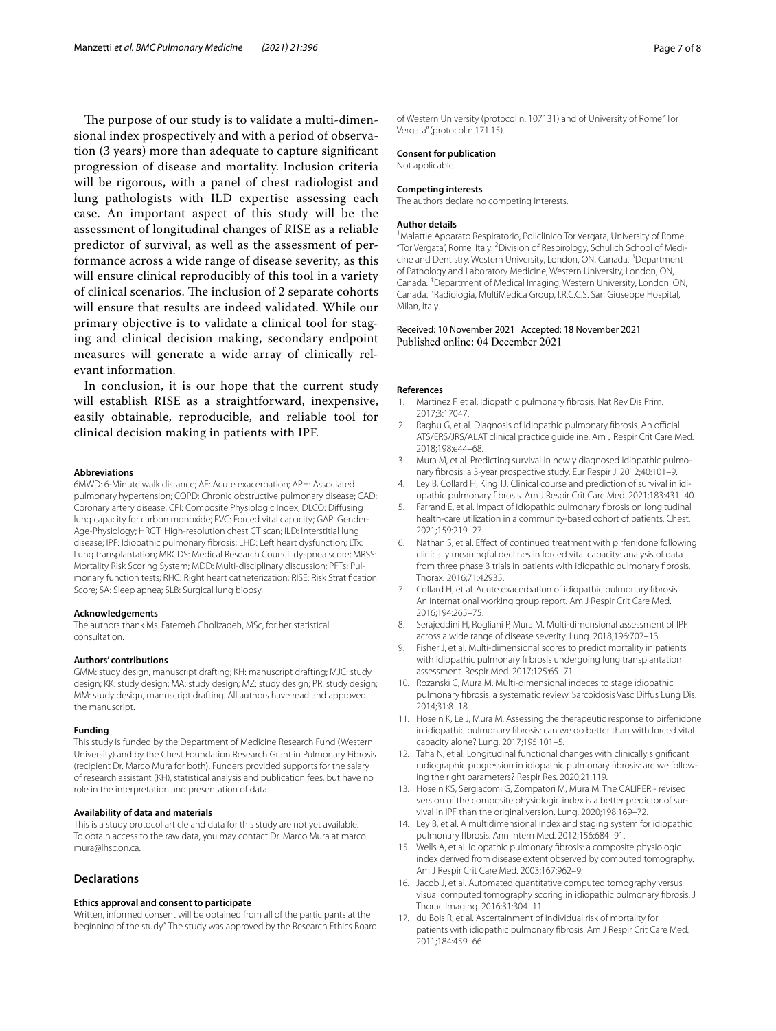The purpose of our study is to validate a multi-dimensional index prospectively and with a period of observation (3 years) more than adequate to capture significant progression of disease and mortality. Inclusion criteria will be rigorous, with a panel of chest radiologist and lung pathologists with ILD expertise assessing each case. An important aspect of this study will be the assessment of longitudinal changes of RISE as a reliable predictor of survival, as well as the assessment of performance across a wide range of disease severity, as this will ensure clinical reproducibly of this tool in a variety of clinical scenarios. The inclusion of 2 separate cohorts will ensure that results are indeed validated. While our primary objective is to validate a clinical tool for staging and clinical decision making, secondary endpoint measures will generate a wide array of clinically relevant information.

In conclusion, it is our hope that the current study will establish RISE as a straightforward, inexpensive, easily obtainable, reproducible, and reliable tool for clinical decision making in patients with IPF.

#### Abbreviations

6MWD: 6-Minute walk distance; AE: Acute exacerbation; APH: Associated pulmonary hypertension; COPD: Chronic obstructive pulmonary disease; CAD: Coronary artery disease; CPI: Composite Physiologic Index; DLCO: Diffusing lung capacity for carbon monoxide; FVC: Forced vital capacity; GAP: Gender-Age-Physiology; HRCT: High-resolution chest CT scan; ILD: Interstitial lung disease; IPF: Idiopathic pulmonary fibrosis; LHD: Left heart dysfunction; LTx: Lung transplantation; MRCDS: Medical Research Council dyspnea score; MRSS: Mortality Risk Scoring System; MDD: Multi-disciplinary discussion; PFTs: Pulmonary function tests; RHC: Right heart catheterization; RISE: Risk Stratification Score; SA: Sleep apnea; SLB: Surgical lung biopsy.

#### Acknowledgements

The authors thank Ms. Fatemeh Gholizadeh, MSc, for her statistical consultation.

#### Authors' contributions

GMM: study design, manuscript drafting; KH: manuscript drafting; MJC: study design; KK: study design; MA: study design; MZ: study design; PR: study design; MM: study design, manuscript drafting. All authors have read and approved the manuscript.

#### Funding

This study is funded by the Department of Medicine Research Fund (Western University) and by the Chest Foundation Research Grant in Pulmonary Fibrosis (recipient Dr. Marco Mura for both). Funders provided supports for the salary of research assistant (KH), statistical analysis and publication fees, but have no role in the interpretation and presentation of data.

#### Availability of data and materials

This is a study protocol article and data for this study are not yet available. To obtain access to the raw data, you may contact Dr. Marco Mura at marco.mura@lhsc.on.ca.

## Declarations

#### Ethics approval and consent to participate

Written, informed consent will be obtained from all of the participants at the beginning of the study". The study was approved by the Research Ethics Board of Western University (protocol n. 107131) and of University of Rome "Tor Vergata" (protocol n.171.15).

#### Consent for publication

Not applicable.

#### Competing interests

The authors declare no competing interests.

#### Author details

[1]Malattie Apparato Respiratorio, Policlinico Tor Vergata, University of Rome "Tor Vergata", Rome, Italy. [2]Division of Respirology, Schulich School of Medicine and Dentistry, Western University, London, ON, Canada. [3]Department of Pathology and Laboratory Medicine, Western University, London, ON, Canada. [4]Department of Medical Imaging, Western University, London, ON, Canada. [5]Radiologia, MultiMedica Group, I.R.C.C.S. San Giuseppe Hospital, Milan, Italy.

Received: 10 November 2021 Accepted: 18 November 2021
Published online: 04 December 2021

#### References

1. Martinez F, et al. Idiopathic pulmonary fibrosis. Nat Rev Dis Prim. 2017;3:17047.
2. Raghu G, et al. Diagnosis of idiopathic pulmonary fibrosis. An official ATS/ERS/JRS/ALAT clinical practice guideline. Am J Respir Crit Care Med. 2018;198:e44–68.
3. Mura M, et al. Predicting survival in newly diagnosed idiopathic pulmonary fibrosis: a 3-year prospective study. Eur Respir J. 2012;40:101–9.
4. Ley B, Collard H, King TJ. Clinical course and prediction of survival in idiopathic pulmonary fibrosis. Am J Respir Crit Care Med. 2021;183:431–40.
5. Farrand E, et al. Impact of idiopathic pulmonary fibrosis on longitudinal health-care utilization in a community-based cohort of patients. Chest. 2021;159:219–27.
6. Nathan S, et al. Effect of continued treatment with pirfenidone following clinically meaningful declines in forced vital capacity: analysis of data from three phase 3 trials in patients with idiopathic pulmonary fibrosis. Thorax. 2016;71:42935.
7. Collard H, et al. Acute exacerbation of idiopathic pulmonary fibrosis. An international working group report. Am J Respir Crit Care Med. 2016;194:265–75.
8. Serajeddini H, Rogliani P, Mura M. Multi-dimensional assessment of IPF across a wide range of disease severity. Lung. 2018;196:707–13.
9. Fisher J, et al. Multi-dimensional scores to predict mortality in patients with idiopathic pulmonary fi brosis undergoing lung transplantation assessment. Respir Med. 2017;125:65–71.
10. Rozanski C, Mura M. Multi-dimensional indeces to stage idiopathic pulmonary fibrosis: a systematic review. Sarcoidosis Vasc Diffus Lung Dis. 2014;31:8–18.
11. Hosein K, Le J, Mura M. Assessing the therapeutic response to pirfenidone in idiopathic pulmonary fibrosis: can we do better than with forced vital capacity alone? Lung. 2017;195:101–5.
12. Taha N, et al. Longitudinal functional changes with clinically significant radiographic progression in idiopathic pulmonary fibrosis: are we following the right parameters? Respir Res. 2020;21:119.
13. Hosein KS, Sergiacomi G, Zompatori M, Mura M. The CALIPER - revised version of the composite physiologic index is a better predictor of survival in IPF than the original version. Lung. 2020;198:169–72.
14. Ley B, et al. A multidimensional index and staging system for idiopathic pulmonary fibrosis. Ann Intern Med. 2012;156:684–91.
15. Wells A, et al. Idiopathic pulmonary fibrosis: a composite physiologic index derived from disease extent observed by computed tomography. Am J Respir Crit Care Med. 2003;167:962–9.
16. Jacob J, et al. Automated quantitative computed tomography versus visual computed tomography scoring in idiopathic pulmonary fibrosis. J Thorac Imaging. 2016;31:304–11.
17. du Bois R, et al. Ascertainment of individual risk of mortality for patients with idiopathic pulmonary fibrosis. Am J Respir Crit Care Med. 2011;184:459–66.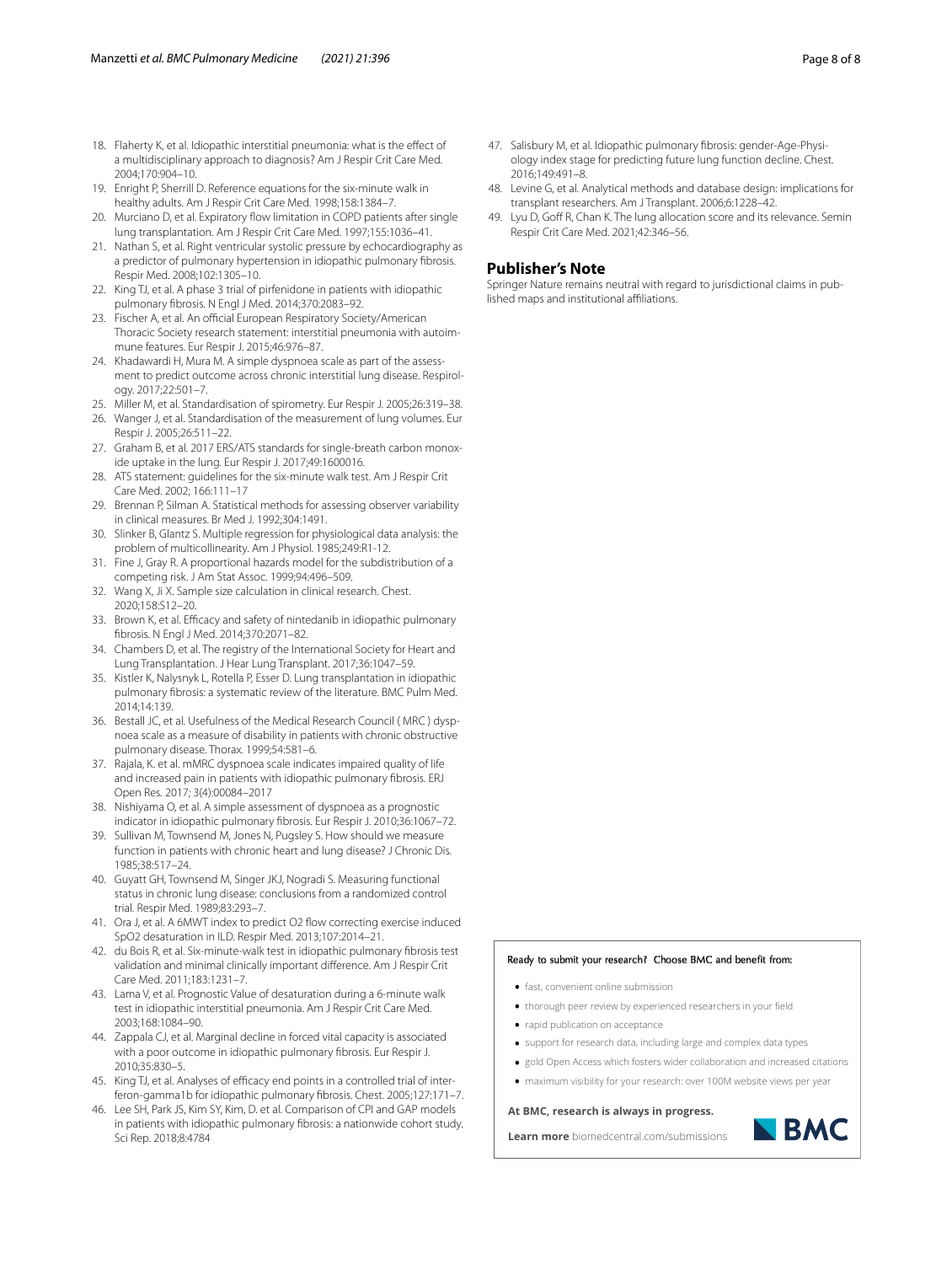18. Flaherty K, et al. Idiopathic interstitial pneumonia: what is the effect of a multidisciplinary approach to diagnosis? Am J Respir Crit Care Med. 2004;170:904–10.
19. Enright P, Sherrill D. Reference equations for the six-minute walk in healthy adults. Am J Respir Crit Care Med. 1998;158:1384–7.
20. Murciano D, et al. Expiratory flow limitation in COPD patients after single lung transplantation. Am J Respir Crit Care Med. 1997;155:1036–41.
21. Nathan S, et al. Right ventricular systolic pressure by echocardiography as a predictor of pulmonary hypertension in idiopathic pulmonary fibrosis. Respir Med. 2008;102:1305–10.
22. King TJ, et al. A phase 3 trial of pirfenidone in patients with idiopathic pulmonary fibrosis. N Engl J Med. 2014;370:2083–92.
23. Fischer A, et al. An official European Respiratory Society/American Thoracic Society research statement: interstitial pneumonia with autoimmune features. Eur Respir J. 2015;46:976–87.
24. Khadawardi H, Mura M. A simple dyspnoea scale as part of the assessment to predict outcome across chronic interstitial lung disease. Respirology. 2017;22:501–7.
25. Miller M, et al. Standardisation of spirometry. Eur Respir J. 2005;26:319–38.
26. Wanger J, et al. Standardisation of the measurement of lung volumes. Eur Respir J. 2005;26:511–22.
27. Graham B, et al. 2017 ERS/ATS standards for single-breath carbon monoxide uptake in the lung. Eur Respir J. 2017;49:1600016.
28. ATS statement: guidelines for the six-minute walk test. Am J Respir Crit Care Med. 2002; 166:111–17
29. Brennan P, Silman A. Statistical methods for assessing observer variability in clinical measures. Br Med J. 1992;304:1491.
30. Slinker B, Glantz S. Multiple regression for physiological data analysis: the problem of multicollinearity. Am J Physiol. 1985;249:R1-12.
31. Fine J, Gray R. A proportional hazards model for the subdistribution of a competing risk. J Am Stat Assoc. 1999;94:496–509.
32. Wang X, Ji X. Sample size calculation in clinical research. Chest. 2020;158:S12–20.
33. Brown K, et al. Efficacy and safety of nintedanib in idiopathic pulmonary fibrosis. N Engl J Med. 2014;370:2071–82.
34. Chambers D, et al. The registry of the International Society for Heart and Lung Transplantation. J Hear Lung Transplant. 2017;36:1047–59.
35. Kistler K, Nalysnyk L, Rotella P, Esser D. Lung transplantation in idiopathic pulmonary fibrosis: a systematic review of the literature. BMC Pulm Med. 2014;14:139.
36. Bestall JC, et al. Usefulness of the Medical Research Council ( MRC ) dyspnoea scale as a measure of disability in patients with chronic obstructive pulmonary disease. Thorax. 1999;54:581–6.
37. Rajala, K. et al. mMRC dyspnoea scale indicates impaired quality of life and increased pain in patients with idiopathic pulmonary fibrosis. ERJ Open Res. 2017; 3(4):00084–2017
38. Nishiyama O, et al. A simple assessment of dyspnoea as a prognostic indicator in idiopathic pulmonary fibrosis. Eur Respir J. 2010;36:1067–72.
39. Sullivan M, Townsend M, Jones N, Pugsley S. How should we measure function in patients with chronic heart and lung disease? J Chronic Dis. 1985;38:517–24.
40. Guyatt GH, Townsend M, Singer JKJ, Nogradi S. Measuring functional status in chronic lung disease: conclusions from a randomized control trial. Respir Med. 1989;83:293–7.
41. Ora J, et al. A 6MWT index to predict O2 flow correcting exercise induced SpO2 desaturation in ILD. Respir Med. 2013;107:2014–21.
42. du Bois R, et al. Six-minute-walk test in idiopathic pulmonary fibrosis test validation and minimal clinically important difference. Am J Respir Crit Care Med. 2011;183:1231–7.
43. Lama V, et al. Prognostic Value of desaturation during a 6-minute walk test in idiopathic interstitial pneumonia. Am J Respir Crit Care Med. 2003;168:1084–90.
44. Zappala CJ, et al. Marginal decline in forced vital capacity is associated with a poor outcome in idiopathic pulmonary fibrosis. Eur Respir J. 2010;35:830–5.
45. King TJ, et al. Analyses of efficacy end points in a controlled trial of interferon-gamma1b for idiopathic pulmonary fibrosis. Chest. 2005;127:171–7.
46. Lee SH, Park JS, Kim SY, Kim, D. et al. Comparison of CPI and GAP models in patients with idiopathic pulmonary fibrosis: a nationwide cohort study. Sci Rep. 2018;8:4784
47. Salisbury M, et al. Idiopathic pulmonary fibrosis: gender-Age-Physiology index stage for predicting future lung function decline. Chest. 2016;149:491–8.
48. Levine G, et al. Analytical methods and database design: implications for transplant researchers. Am J Transplant. 2006;6:1228–42.
49. Lyu D, Goff R, Chan K. The lung allocation score and its relevance. Semin Respir Crit Care Med. 2021;42:346–56.

## Publisher's Note

Springer Nature remains neutral with regard to jurisdictional claims in published maps and institutional affiliations.

Ready to submit your research? Choose BMC and benefit from:

- fast, convenient online submission
- thorough peer review by experienced researchers in your field
- rapid publication on acceptance
- support for research data, including large and complex data types
- gold Open Access which fosters wider collaboration and increased citations
- maximum visibility for your research: over 100M website views per year

**At BMC, research is always in progress.**

**Learn more** biomedcentral.com/submissions

BMC